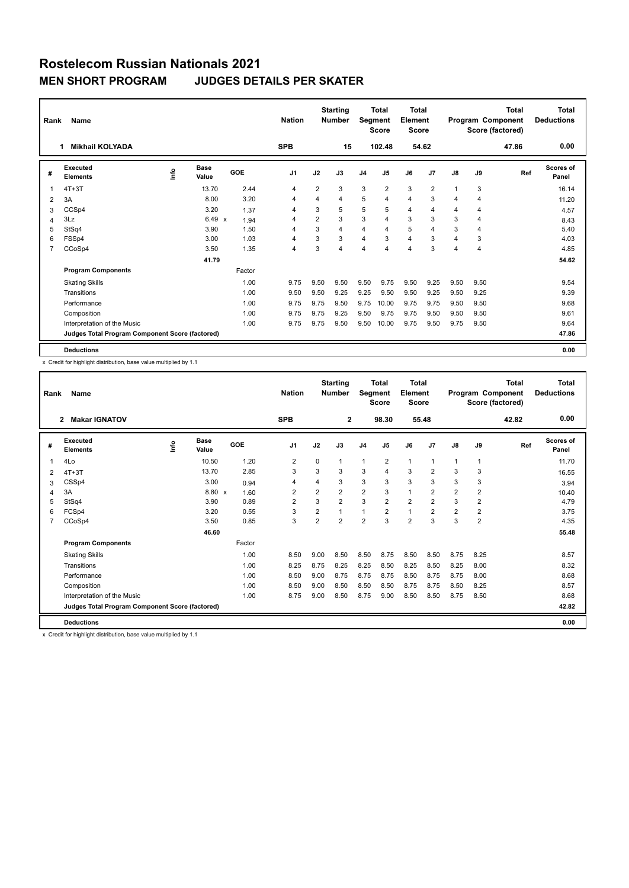# Rostelecom Russian Nationals 2021

## MEN SHORT PROGRAM JUDGES DETAILS PER SKATER

| Rank | Name | Nation | Starting Number | Total Segment Score | Total Element Score | Total Program Component Score (factored) | Total Deductions |
|---|---|---|---|---|---|---|---|
| 1 | Mikhail KOLYADA | SPB | 15 | 102.48 | 54.62 | 47.86 | 0.00 |

| # | Executed Elements | Info | Base Value | GOE | J1 | J2 | J3 | J4 | J5 | J6 | J7 | J8 | J9 | Ref | Scores of Panel |
|---|---|---|---|---|---|---|---|---|---|---|---|---|---|---|---|
| 1 | 4T+3T | | 13.70 | 2.44 | 4 | 2 | 3 | 3 | 2 | 3 | 2 | 1 | 3 | | 16.14 |
| 2 | 3A | | 8.00 | 3.20 | 4 | 4 | 4 | 5 | 4 | 4 | 3 | 4 | 4 | | 11.20 |
| 3 | CCSp4 | | 3.20 | 1.37 | 4 | 3 | 5 | 5 | 5 | 4 | 4 | 4 | 4 | | 4.57 |
| 4 | 3Lz | | 6.49 x | 1.94 | 4 | 2 | 3 | 3 | 4 | 3 | 3 | 3 | 4 | | 8.43 |
| 5 | StSq4 | | 3.90 | 1.50 | 4 | 3 | 4 | 4 | 4 | 5 | 4 | 3 | 4 | | 5.40 |
| 6 | FSSp4 | | 3.00 | 1.03 | 4 | 3 | 3 | 4 | 3 | 4 | 3 | 4 | 3 | | 4.03 |
| 7 | CCoSp4 | | 3.50 | 1.35 | 4 | 3 | 4 | 4 | 4 | 4 | 3 | 4 | 4 | | 4.85 |
| | | | 41.79 | | | | | | | | | | | | 54.62 |
| | **Program Components** | | | Factor | | | | | | | | | | | |
| | Skating Skills | | | 1.00 | 9.75 | 9.50 | 9.50 | 9.50 | 9.75 | 9.50 | 9.25 | 9.50 | 9.50 | | 9.54 |
| | Transitions | | | 1.00 | 9.50 | 9.50 | 9.25 | 9.25 | 9.50 | 9.50 | 9.25 | 9.50 | 9.25 | | 9.39 |
| | Performance | | | 1.00 | 9.75 | 9.75 | 9.50 | 9.75 | 10.00 | 9.75 | 9.75 | 9.50 | 9.50 | | 9.68 |
| | Composition | | | 1.00 | 9.75 | 9.75 | 9.25 | 9.50 | 9.75 | 9.75 | 9.50 | 9.50 | 9.50 | | 9.61 |
| | Interpretation of the Music | | | 1.00 | 9.75 | 9.75 | 9.50 | 9.50 | 10.00 | 9.75 | 9.50 | 9.75 | 9.50 | | 9.64 |
| | **Judges Total Program Component Score (factored)** | | | | | | | | | | | | | | 47.86 |
| | **Deductions** | | | | | | | | | | | | | | 0.00 |

x Credit for highlight distribution, base value multiplied by 1.1

| Rank | Name | Nation | Starting Number | Total Segment Score | Total Element Score | Total Program Component Score (factored) | Total Deductions |
|---|---|---|---|---|---|---|---|
| 2 | Makar IGNATOV | SPB | 2 | 98.30 | 55.48 | 42.82 | 0.00 |

| # | Executed Elements | Info | Base Value | GOE | J1 | J2 | J3 | J4 | J5 | J6 | J7 | J8 | J9 | Ref | Scores of Panel |
|---|---|---|---|---|---|---|---|---|---|---|---|---|---|---|---|
| 1 | 4Lo | | 10.50 | 1.20 | 2 | 0 | 1 | 1 | 2 | 1 | 1 | 1 | 1 | | 11.70 |
| 2 | 4T+3T | | 13.70 | 2.85 | 3 | 3 | 3 | 3 | 4 | 3 | 2 | 3 | 3 | | 16.55 |
| 3 | CSSp4 | | 3.00 | 0.94 | 4 | 4 | 3 | 3 | 3 | 3 | 3 | 3 | 3 | | 3.94 |
| 4 | 3A | | 8.80 x | 1.60 | 2 | 2 | 2 | 2 | 3 | 1 | 2 | 2 | 2 | | 10.40 |
| 5 | StSq4 | | 3.90 | 0.89 | 2 | 3 | 2 | 3 | 2 | 2 | 2 | 3 | 2 | | 4.79 |
| 6 | FCSp4 | | 3.20 | 0.55 | 3 | 2 | 1 | 1 | 2 | 1 | 2 | 2 | 2 | | 3.75 |
| 7 | CCoSp4 | | 3.50 | 0.85 | 3 | 2 | 2 | 2 | 3 | 2 | 3 | 3 | 2 | | 4.35 |
| | | | 46.60 | | | | | | | | | | | | 55.48 |
| | **Program Components** | | | Factor | | | | | | | | | | | |
| | Skating Skills | | | 1.00 | 8.50 | 9.00 | 8.50 | 8.50 | 8.75 | 8.50 | 8.50 | 8.75 | 8.25 | | 8.57 |
| | Transitions | | | 1.00 | 8.25 | 8.75 | 8.25 | 8.25 | 8.50 | 8.25 | 8.50 | 8.25 | 8.00 | | 8.32 |
| | Performance | | | 1.00 | 8.50 | 9.00 | 8.75 | 8.75 | 8.75 | 8.50 | 8.75 | 8.75 | 8.00 | | 8.68 |
| | Composition | | | 1.00 | 8.50 | 9.00 | 8.50 | 8.50 | 8.50 | 8.75 | 8.75 | 8.50 | 8.25 | | 8.57 |
| | Interpretation of the Music | | | 1.00 | 8.75 | 9.00 | 8.50 | 8.75 | 9.00 | 8.50 | 8.50 | 8.75 | 8.50 | | 8.68 |
| | **Judges Total Program Component Score (factored)** | | | | | | | | | | | | | | 42.82 |
| | **Deductions** | | | | | | | | | | | | | | 0.00 |

x Credit for highlight distribution, base value multiplied by 1.1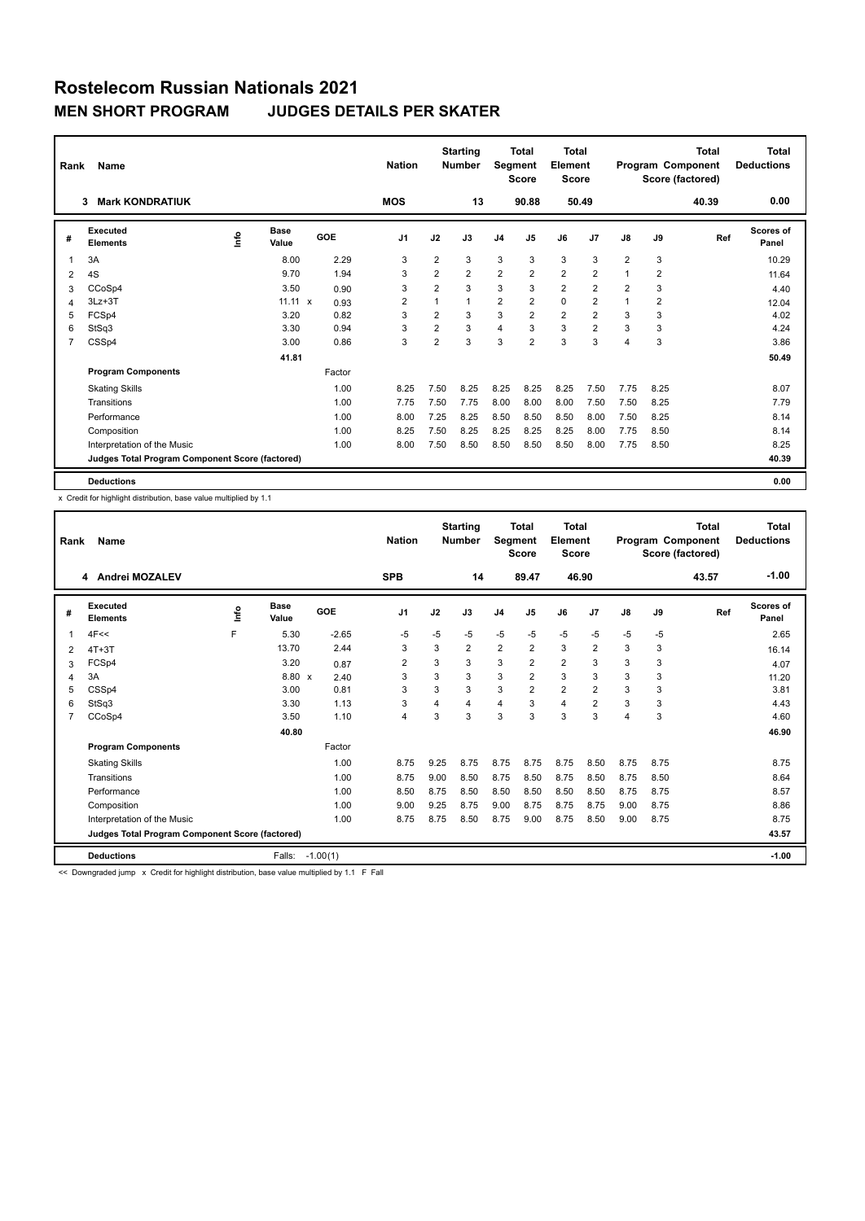# Rostelecom Russian Nationals 2021

## MEN SHORT PROGRAM JUDGES DETAILS PER SKATER

| Rank | Name | Nation | Starting Number | Total Segment Score | Total Element Score | Total Program Component Score (factored) | Total Deductions |
|---|---|---|---|---|---|---|---|
| 3 | Mark KONDRATIUK | MOS | 13 | 90.88 | 50.49 | 40.39 | 0.00 |

| # | Executed Elements | Info | Base Value | GOE | J1 | J2 | J3 | J4 | J5 | J6 | J7 | J8 | J9 | Ref | Scores of Panel |
|---|---|---|---|---|---|---|---|---|---|---|---|---|---|---|---|
| 1 | 3A | | 8.00 | 2.29 | 3 | 2 | 3 | 3 | 3 | 3 | 3 | 2 | 3 | | 10.29 |
| 2 | 4S | | 9.70 | 1.94 | 3 | 2 | 2 | 2 | 2 | 2 | 2 | 1 | 2 | | 11.64 |
| 3 | CCoSp4 | | 3.50 | 0.90 | 3 | 2 | 3 | 3 | 3 | 2 | 2 | 2 | 3 | | 4.40 |
| 4 | 3Lz+3T | | 11.11 x | 0.93 | 2 | 1 | 1 | 2 | 2 | 0 | 2 | 1 | 2 | | 12.04 |
| 5 | FCSp4 | | 3.20 | 0.82 | 3 | 2 | 3 | 3 | 2 | 2 | 2 | 3 | 3 | | 4.02 |
| 6 | StSq3 | | 3.30 | 0.94 | 3 | 2 | 3 | 4 | 3 | 3 | 2 | 3 | 3 | | 4.24 |
| 7 | CSSp4 | | 3.00 | 0.86 | 3 | 2 | 3 | 3 | 2 | 3 | 3 | 4 | 3 | | 3.86 |
| | | | 41.81 | | | | | | | | | | | | 50.49 |
| | **Program Components** | | | Factor | | | | | | | | | | | |
| | Skating Skills | | | 1.00 | 8.25 | 7.50 | 8.25 | 8.25 | 8.25 | 8.25 | 7.50 | 7.75 | 8.25 | | 8.07 |
| | Transitions | | | 1.00 | 7.75 | 7.50 | 7.75 | 8.00 | 8.00 | 8.00 | 7.50 | 7.50 | 8.25 | | 7.79 |
| | Performance | | | 1.00 | 8.00 | 7.25 | 8.25 | 8.50 | 8.50 | 8.50 | 8.00 | 7.50 | 8.25 | | 8.14 |
| | Composition | | | 1.00 | 8.25 | 7.50 | 8.25 | 8.25 | 8.25 | 8.25 | 8.00 | 7.75 | 8.50 | | 8.14 |
| | Interpretation of the Music | | | 1.00 | 8.00 | 7.50 | 8.50 | 8.50 | 8.50 | 8.50 | 8.00 | 7.75 | 8.50 | | 8.25 |
| | **Judges Total Program Component Score (factored)** | | | | | | | | | | | | | | 40.39 |
| | **Deductions** | | | | | | | | | | | | | | 0.00 |

x Credit for highlight distribution, base value multiplied by 1.1

| Rank | Name | Nation | Starting Number | Total Segment Score | Total Element Score | Total Program Component Score (factored) | Total Deductions |
|---|---|---|---|---|---|---|---|
| 4 | Andrei MOZALEV | SPB | 14 | 89.47 | 46.90 | 43.57 | -1.00 |

| # | Executed Elements | Info | Base Value | GOE | J1 | J2 | J3 | J4 | J5 | J6 | J7 | J8 | J9 | Ref | Scores of Panel |
|---|---|---|---|---|---|---|---|---|---|---|---|---|---|---|---|
| 1 | 4F<< | F | 5.30 | -2.65 | -5 | -5 | -5 | -5 | -5 | -5 | -5 | -5 | -5 | | 2.65 |
| 2 | 4T+3T | | 13.70 | 2.44 | 3 | 3 | 2 | 2 | 2 | 3 | 2 | 3 | 3 | | 16.14 |
| 3 | FCSp4 | | 3.20 | 0.87 | 2 | 3 | 3 | 3 | 2 | 2 | 3 | 3 | 3 | | 4.07 |
| 4 | 3A | | 8.80 x | 2.40 | 3 | 3 | 3 | 3 | 2 | 3 | 3 | 3 | 3 | | 11.20 |
| 5 | CSSp4 | | 3.00 | 0.81 | 3 | 3 | 3 | 3 | 2 | 2 | 2 | 3 | 3 | | 3.81 |
| 6 | StSq3 | | 3.30 | 1.13 | 3 | 4 | 4 | 4 | 3 | 4 | 2 | 3 | 3 | | 4.43 |
| 7 | CCoSp4 | | 3.50 | 1.10 | 4 | 3 | 3 | 3 | 3 | 3 | 3 | 4 | 3 | | 4.60 |
| | | | 40.80 | | | | | | | | | | | | 46.90 |
| | **Program Components** | | | Factor | | | | | | | | | | | |
| | Skating Skills | | | 1.00 | 8.75 | 9.25 | 8.75 | 8.75 | 8.75 | 8.75 | 8.50 | 8.75 | 8.75 | | 8.75 |
| | Transitions | | | 1.00 | 8.75 | 9.00 | 8.50 | 8.75 | 8.50 | 8.75 | 8.50 | 8.75 | 8.50 | | 8.64 |
| | Performance | | | 1.00 | 8.50 | 8.75 | 8.50 | 8.50 | 8.50 | 8.50 | 8.50 | 8.75 | 8.75 | | 8.57 |
| | Composition | | | 1.00 | 9.00 | 9.25 | 8.75 | 9.00 | 8.75 | 8.75 | 8.75 | 9.00 | 8.75 | | 8.86 |
| | Interpretation of the Music | | | 1.00 | 8.75 | 8.75 | 8.50 | 8.75 | 9.00 | 8.75 | 8.50 | 9.00 | 8.75 | | 8.75 |
| | **Judges Total Program Component Score (factored)** | | | | | | | | | | | | | | 43.57 |
| | **Deductions** | | Falls: | -1.00(1) | | | | | | | | | | | -1.00 |

<< Downgraded jump x Credit for highlight distribution, base value multiplied by 1.1 F Fall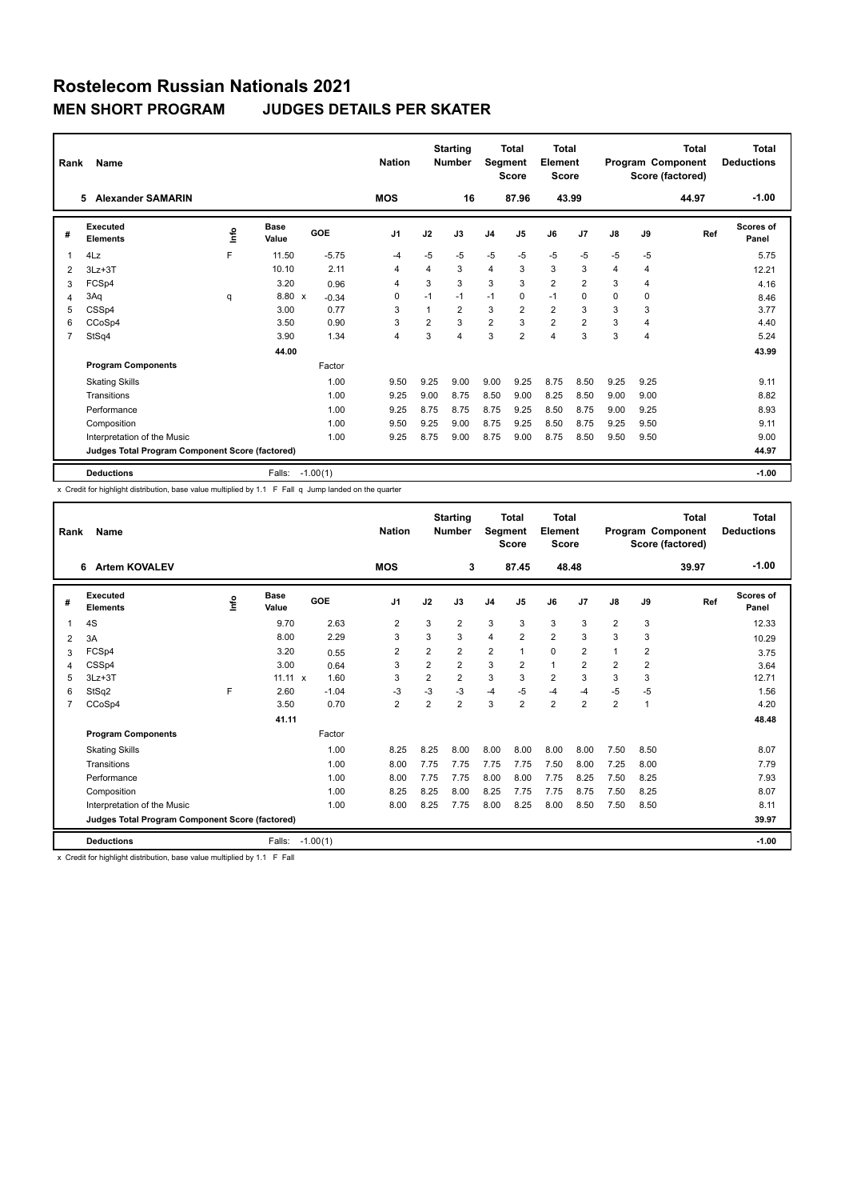# Rostelecom Russian Nationals 2021

## MEN SHORT PROGRAM JUDGES DETAILS PER SKATER

| Rank | Name | Nation | Starting Number | Total Segment Score | Total Element Score | Total Program Component Score (factored) | Total Deductions |
|---|---|---|---|---|---|---|---|
| 5 | Alexander SAMARIN | MOS | 16 | 87.96 | 43.99 | 44.97 | -1.00 |

| # | Executed Elements | Info | Base Value | | GOE | J1 | J2 | J3 | J4 | J5 | J6 | J7 | J8 | J9 | Ref | Scores of Panel |
|---|---|---|---|---|---|---|---|---|---|---|---|---|---|---|---|---|
| 1 | 4Lz | F | 11.50 | | -5.75 | -4 | -5 | -5 | -5 | -5 | -5 | -5 | -5 | -5 | | 5.75 |
| 2 | 3Lz+3T | | 10.10 | | 2.11 | 4 | 4 | 3 | 4 | 3 | 3 | 3 | 4 | 4 | | 12.21 |
| 3 | FCSp4 | | 3.20 | | 0.96 | 4 | 3 | 3 | 3 | 3 | 2 | 2 | 3 | 4 | | 4.16 |
| 4 | 3Aq | q | 8.80 | x | -0.34 | 0 | -1 | -1 | -1 | 0 | -1 | 0 | 0 | 0 | | 8.46 |
| 5 | CSSp4 | | 3.00 | | 0.77 | 3 | 1 | 2 | 3 | 2 | 2 | 3 | 3 | 3 | | 3.77 |
| 6 | CCoSp4 | | 3.50 | | 0.90 | 3 | 2 | 3 | 2 | 3 | 2 | 2 | 3 | 4 | | 4.40 |
| 7 | StSq4 | | 3.90 | | 1.34 | 4 | 3 | 4 | 3 | 2 | 4 | 3 | 3 | 4 | | 5.24 |
| | | | 44.00 | | | | | | | | | | | | | 43.99 |

| Program Components | Factor | J1 | J2 | J3 | J4 | J5 | J6 | J7 | J8 | J9 | Ref | Scores of Panel |
|---|---|---|---|---|---|---|---|---|---|---|---|---|
| Skating Skills | 1.00 | 9.50 | 9.25 | 9.00 | 9.00 | 9.25 | 8.75 | 8.50 | 9.25 | 9.25 | | 9.11 |
| Transitions | 1.00 | 9.25 | 9.00 | 8.75 | 8.50 | 9.00 | 8.25 | 8.50 | 9.00 | 9.00 | | 8.82 |
| Performance | 1.00 | 9.25 | 8.75 | 8.75 | 8.75 | 9.25 | 8.50 | 8.75 | 9.00 | 9.25 | | 8.93 |
| Composition | 1.00 | 9.50 | 9.25 | 9.00 | 8.75 | 9.25 | 8.50 | 8.75 | 9.25 | 9.50 | | 9.11 |
| Interpretation of the Music | 1.00 | 9.25 | 8.75 | 9.00 | 8.75 | 9.00 | 8.75 | 8.50 | 9.50 | 9.50 | | 9.00 |
| Judges Total Program Component Score (factored) | | | | | | | | | | | | 44.97 |

| Deductions | Falls: | -1.00(1) | -1.00 |
|---|---|---|---|

x Credit for highlight distribution, base value multiplied by 1.1 F Fall q Jump landed on the quarter

| Rank | Name | Nation | Starting Number | Total Segment Score | Total Element Score | Total Program Component Score (factored) | Total Deductions |
|---|---|---|---|---|---|---|---|
| 6 | Artem KOVALEV | MOS | 3 | 87.45 | 48.48 | 39.97 | -1.00 |

| # | Executed Elements | Info | Base Value | | GOE | J1 | J2 | J3 | J4 | J5 | J6 | J7 | J8 | J9 | Ref | Scores of Panel |
|---|---|---|---|---|---|---|---|---|---|---|---|---|---|---|---|---|
| 1 | 4S | | 9.70 | | 2.63 | 2 | 3 | 2 | 3 | 3 | 3 | 3 | 2 | 3 | | 12.33 |
| 2 | 3A | | 8.00 | | 2.29 | 3 | 3 | 3 | 4 | 2 | 2 | 3 | 3 | 3 | | 10.29 |
| 3 | FCSp4 | | 3.20 | | 0.55 | 2 | 2 | 2 | 2 | 1 | 0 | 2 | 1 | 2 | | 3.75 |
| 4 | CSSp4 | | 3.00 | | 0.64 | 3 | 2 | 2 | 3 | 2 | 1 | 2 | 2 | 2 | | 3.64 |
| 5 | 3Lz+3T | | 11.11 | x | 1.60 | 3 | 2 | 2 | 3 | 3 | 2 | 3 | 3 | 3 | | 12.71 |
| 6 | StSq2 | F | 2.60 | | -1.04 | -3 | -3 | -3 | -4 | -5 | -4 | -4 | -5 | -5 | | 1.56 |
| 7 | CCoSp4 | | 3.50 | | 0.70 | 2 | 2 | 2 | 3 | 2 | 2 | 2 | 2 | 1 | | 4.20 |
| | | | 41.11 | | | | | | | | | | | | | 48.48 |

| Program Components | Factor | J1 | J2 | J3 | J4 | J5 | J6 | J7 | J8 | J9 | Ref | Scores of Panel |
|---|---|---|---|---|---|---|---|---|---|---|---|---|
| Skating Skills | 1.00 | 8.25 | 8.25 | 8.00 | 8.00 | 8.00 | 8.00 | 8.00 | 7.50 | 8.50 | | 8.07 |
| Transitions | 1.00 | 8.00 | 7.75 | 7.75 | 7.75 | 7.75 | 7.50 | 8.00 | 7.25 | 8.00 | | 7.79 |
| Performance | 1.00 | 8.00 | 7.75 | 7.75 | 8.00 | 8.00 | 7.75 | 8.25 | 7.50 | 8.25 | | 7.93 |
| Composition | 1.00 | 8.25 | 8.25 | 8.00 | 8.25 | 7.75 | 7.75 | 8.75 | 7.50 | 8.25 | | 8.07 |
| Interpretation of the Music | 1.00 | 8.00 | 8.25 | 7.75 | 8.00 | 8.25 | 8.00 | 8.50 | 7.50 | 8.50 | | 8.11 |
| Judges Total Program Component Score (factored) | | | | | | | | | | | | 39.97 |

| Deductions | Falls: | -1.00(1) | -1.00 |
|---|---|---|---|

x Credit for highlight distribution, base value multiplied by 1.1 F Fall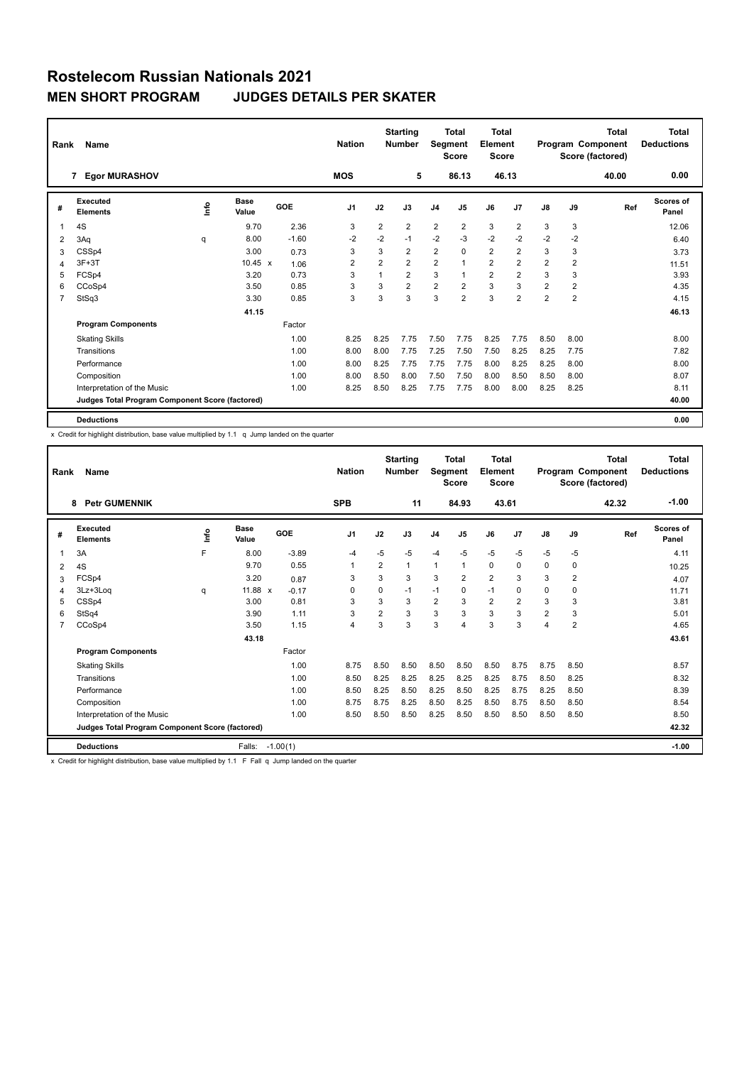# Rostelecom Russian Nationals 2021

## MEN SHORT PROGRAM    JUDGES DETAILS PER SKATER

| Rank | Name | Nation | Starting Number | Total Segment Score | Total Element Score | Total Program Component Score (factored) | Total Deductions |
|---|---|---|---|---|---|---|---|
| 7 | Egor MURASHOV | MOS | 5 | 86.13 | 46.13 | 40.00 | 0.00 |

| # | Executed Elements | Info | Base Value | | GOE | J1 | J2 | J3 | J4 | J5 | J6 | J7 | J8 | J9 | Ref | Scores of Panel |
|---|---|---|---|---|---|---|---|---|---|---|---|---|---|---|---|---|
| 1 | 4S | | 9.70 | | 2.36 | 3 | 2 | 2 | 2 | 2 | 3 | 2 | 3 | 3 | | 12.06 |
| 2 | 3Aq | q | 8.00 | | -1.60 | -2 | -2 | -1 | -2 | -3 | -2 | -2 | -2 | -2 | | 6.40 |
| 3 | CSSp4 | | 3.00 | | 0.73 | 3 | 3 | 2 | 2 | 0 | 2 | 2 | 3 | 3 | | 3.73 |
| 4 | 3F+3T | | 10.45 | x | 1.06 | 2 | 2 | 2 | 2 | 1 | 2 | 2 | 2 | 2 | | 11.51 |
| 5 | FCSp4 | | 3.20 | | 0.73 | 3 | 1 | 2 | 3 | 1 | 2 | 2 | 3 | 3 | | 3.93 |
| 6 | CCoSp4 | | 3.50 | | 0.85 | 3 | 3 | 2 | 2 | 2 | 3 | 3 | 2 | 2 | | 4.35 |
| 7 | StSq3 | | 3.30 | | 0.85 | 3 | 3 | 3 | 3 | 2 | 3 | 2 | 2 | 2 | | 4.15 |
| | | | 41.15 | | | | | | | | | | | | | 46.13 |
| | **Program Components** | | | | Factor | | | | | | | | | | | |
| | Skating Skills | | | | 1.00 | 8.25 | 8.25 | 7.75 | 7.50 | 7.75 | 8.25 | 7.75 | 8.50 | 8.00 | | 8.00 |
| | Transitions | | | | 1.00 | 8.00 | 8.00 | 7.75 | 7.25 | 7.50 | 7.50 | 8.25 | 8.25 | 7.75 | | 7.82 |
| | Performance | | | | 1.00 | 8.00 | 8.25 | 7.75 | 7.75 | 7.75 | 8.00 | 8.25 | 8.25 | 8.00 | | 8.00 |
| | Composition | | | | 1.00 | 8.00 | 8.50 | 8.00 | 7.50 | 7.50 | 8.00 | 8.50 | 8.50 | 8.00 | | 8.07 |
| | Interpretation of the Music | | | | 1.00 | 8.25 | 8.50 | 8.25 | 7.75 | 7.75 | 8.00 | 8.00 | 8.25 | 8.25 | | 8.11 |
| | **Judges Total Program Component Score (factored)** | | | | | | | | | | | | | | | 40.00 |
| | **Deductions** | | | | | | | | | | | | | | | 0.00 |

x Credit for highlight distribution, base value multiplied by 1.1 q Jump landed on the quarter

| Rank | Name | Nation | Starting Number | Total Segment Score | Total Element Score | Total Program Component Score (factored) | Total Deductions |
|---|---|---|---|---|---|---|---|
| 8 | Petr GUMENNIK | SPB | 11 | 84.93 | 43.61 | 42.32 | -1.00 |

| # | Executed Elements | Info | Base Value | | GOE | J1 | J2 | J3 | J4 | J5 | J6 | J7 | J8 | J9 | Ref | Scores of Panel |
|---|---|---|---|---|---|---|---|---|---|---|---|---|---|---|---|---|
| 1 | 3A | F | 8.00 | | -3.89 | -4 | -5 | -5 | -4 | -5 | -5 | -5 | -5 | -5 | | 4.11 |
| 2 | 4S | | 9.70 | | 0.55 | 1 | 2 | 1 | 1 | 1 | 0 | 0 | 0 | 0 | | 10.25 |
| 3 | FCSp4 | | 3.20 | | 0.87 | 3 | 3 | 3 | 3 | 2 | 2 | 3 | 3 | 2 | | 4.07 |
| 4 | 3Lz+3Loq | q | 11.88 | x | -0.17 | 0 | 0 | -1 | -1 | 0 | -1 | 0 | 0 | 0 | | 11.71 |
| 5 | CSSp4 | | 3.00 | | 0.81 | 3 | 3 | 3 | 2 | 3 | 2 | 2 | 3 | 3 | | 3.81 |
| 6 | StSq4 | | 3.90 | | 1.11 | 3 | 2 | 3 | 3 | 3 | 3 | 3 | 2 | 3 | | 5.01 |
| 7 | CCoSp4 | | 3.50 | | 1.15 | 4 | 3 | 3 | 3 | 4 | 3 | 3 | 4 | 2 | | 4.65 |
| | | | 43.18 | | | | | | | | | | | | | 43.61 |
| | **Program Components** | | | | Factor | | | | | | | | | | | |
| | Skating Skills | | | | 1.00 | 8.75 | 8.50 | 8.50 | 8.50 | 8.50 | 8.50 | 8.75 | 8.75 | 8.50 | | 8.57 |
| | Transitions | | | | 1.00 | 8.50 | 8.25 | 8.25 | 8.25 | 8.25 | 8.25 | 8.75 | 8.50 | 8.25 | | 8.32 |
| | Performance | | | | 1.00 | 8.50 | 8.25 | 8.50 | 8.25 | 8.50 | 8.25 | 8.75 | 8.25 | 8.50 | | 8.39 |
| | Composition | | | | 1.00 | 8.75 | 8.75 | 8.25 | 8.50 | 8.25 | 8.50 | 8.75 | 8.50 | 8.50 | | 8.54 |
| | Interpretation of the Music | | | | 1.00 | 8.50 | 8.50 | 8.50 | 8.25 | 8.50 | 8.50 | 8.50 | 8.50 | 8.50 | | 8.50 |
| | **Judges Total Program Component Score (factored)** | | | | | | | | | | | | | | | 42.32 |
| | **Deductions** | | Falls: | | -1.00(1) | | | | | | | | | | | -1.00 |

x Credit for highlight distribution, base value multiplied by 1.1 F Fall q Jump landed on the quarter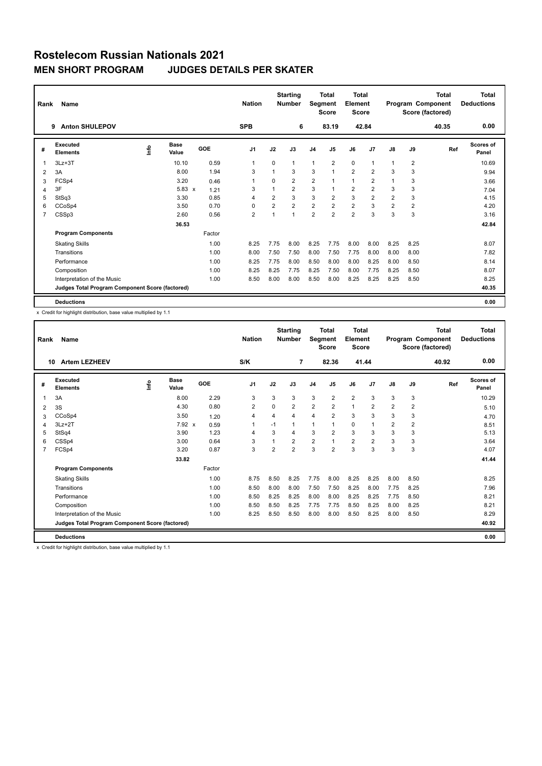# Rostelecom Russian Nationals 2021

## MEN SHORT PROGRAM JUDGES DETAILS PER SKATER

| Rank | Name | Nation | Starting Number | Total Segment Score | Total Element Score | Total Program Component Score (factored) | Total Deductions |
|---|---|---|---|---|---|---|---|
| 9 | Anton SHULEPOV | SPB | 6 | 83.19 | 42.84 | 40.35 | 0.00 |

| # | Executed Elements | Info | Base Value | | GOE | J1 | J2 | J3 | J4 | J5 | J6 | J7 | J8 | J9 | Ref | Scores of Panel |
|---|---|---|---|---|---|---|---|---|---|---|---|---|---|---|---|---|
| 1 | 3Lz+3T | | 10.10 | | 0.59 | 1 | 0 | 1 | 1 | 2 | 0 | 1 | 1 | 2 | | 10.69 |
| 2 | 3A | | 8.00 | | 1.94 | 3 | 1 | 3 | 3 | 1 | 2 | 2 | 3 | 3 | | 9.94 |
| 3 | FCSp4 | | 3.20 | | 0.46 | 1 | 0 | 2 | 2 | 1 | 1 | 2 | 1 | 3 | | 3.66 |
| 4 | 3F | | 5.83 | x | 1.21 | 3 | 1 | 2 | 3 | 1 | 2 | 2 | 3 | 3 | | 7.04 |
| 5 | StSq3 | | 3.30 | | 0.85 | 4 | 2 | 3 | 3 | 2 | 3 | 2 | 2 | 3 | | 4.15 |
| 6 | CCoSp4 | | 3.50 | | 0.70 | 0 | 2 | 2 | 2 | 2 | 2 | 3 | 2 | 2 | | 4.20 |
| 7 | CSSp3 | | 2.60 | | 0.56 | 2 | 1 | 1 | 2 | 2 | 2 | 3 | 3 | 3 | | 3.16 |
| | | | 36.53 | | | | | | | | | | | | | 42.84 |
| | **Program Components** | | | | Factor | | | | | | | | | | | |
| | Skating Skills | | | | 1.00 | 8.25 | 7.75 | 8.00 | 8.25 | 7.75 | 8.00 | 8.00 | 8.25 | 8.25 | | 8.07 |
| | Transitions | | | | 1.00 | 8.00 | 7.50 | 7.50 | 8.00 | 7.50 | 7.75 | 8.00 | 8.00 | 8.00 | | 7.82 |
| | Performance | | | | 1.00 | 8.25 | 7.75 | 8.00 | 8.50 | 8.00 | 8.00 | 8.25 | 8.00 | 8.50 | | 8.14 |
| | Composition | | | | 1.00 | 8.25 | 8.25 | 7.75 | 8.25 | 7.50 | 8.00 | 7.75 | 8.25 | 8.50 | | 8.07 |
| | Interpretation of the Music | | | | 1.00 | 8.50 | 8.00 | 8.00 | 8.50 | 8.00 | 8.25 | 8.25 | 8.25 | 8.50 | | 8.25 |
| | **Judges Total Program Component Score (factored)** | | | | | | | | | | | | | | | 40.35 |
| | **Deductions** | | | | | | | | | | | | | | | 0.00 |

x Credit for highlight distribution, base value multiplied by 1.1

| Rank | Name | Nation | Starting Number | Total Segment Score | Total Element Score | Total Program Component Score (factored) | Total Deductions |
|---|---|---|---|---|---|---|---|
| 10 | Artem LEZHEEV | S/K | 7 | 82.36 | 41.44 | 40.92 | 0.00 |

| # | Executed Elements | Info | Base Value | | GOE | J1 | J2 | J3 | J4 | J5 | J6 | J7 | J8 | J9 | Ref | Scores of Panel |
|---|---|---|---|---|---|---|---|---|---|---|---|---|---|---|---|---|
| 1 | 3A | | 8.00 | | 2.29 | 3 | 3 | 3 | 3 | 2 | 2 | 3 | 3 | 3 | | 10.29 |
| 2 | 3S | | 4.30 | | 0.80 | 2 | 0 | 2 | 2 | 2 | 1 | 2 | 2 | 2 | | 5.10 |
| 3 | CCoSp4 | | 3.50 | | 1.20 | 4 | 4 | 4 | 4 | 2 | 3 | 3 | 3 | 3 | | 4.70 |
| 4 | 3Lz+2T | | 7.92 | x | 0.59 | 1 | -1 | 1 | 1 | 1 | 0 | 1 | 2 | 2 | | 8.51 |
| 5 | StSq4 | | 3.90 | | 1.23 | 4 | 3 | 4 | 3 | 2 | 3 | 3 | 3 | 3 | | 5.13 |
| 6 | CSSp4 | | 3.00 | | 0.64 | 3 | 1 | 2 | 2 | 1 | 2 | 2 | 3 | 3 | | 3.64 |
| 7 | FCSp4 | | 3.20 | | 0.87 | 3 | 2 | 2 | 3 | 2 | 3 | 3 | 3 | 3 | | 4.07 |
| | | | 33.82 | | | | | | | | | | | | | 41.44 |
| | **Program Components** | | | | Factor | | | | | | | | | | | |
| | Skating Skills | | | | 1.00 | 8.75 | 8.50 | 8.25 | 7.75 | 8.00 | 8.25 | 8.25 | 8.00 | 8.50 | | 8.25 |
| | Transitions | | | | 1.00 | 8.50 | 8.00 | 8.00 | 7.50 | 7.50 | 8.25 | 8.00 | 7.75 | 8.25 | | 7.96 |
| | Performance | | | | 1.00 | 8.50 | 8.25 | 8.25 | 8.00 | 8.00 | 8.25 | 8.25 | 7.75 | 8.50 | | 8.21 |
| | Composition | | | | 1.00 | 8.50 | 8.50 | 8.25 | 7.75 | 7.75 | 8.50 | 8.25 | 8.00 | 8.25 | | 8.21 |
| | Interpretation of the Music | | | | 1.00 | 8.25 | 8.50 | 8.50 | 8.00 | 8.00 | 8.50 | 8.25 | 8.00 | 8.50 | | 8.29 |
| | **Judges Total Program Component Score (factored)** | | | | | | | | | | | | | | | 40.92 |
| | **Deductions** | | | | | | | | | | | | | | | 0.00 |

x Credit for highlight distribution, base value multiplied by 1.1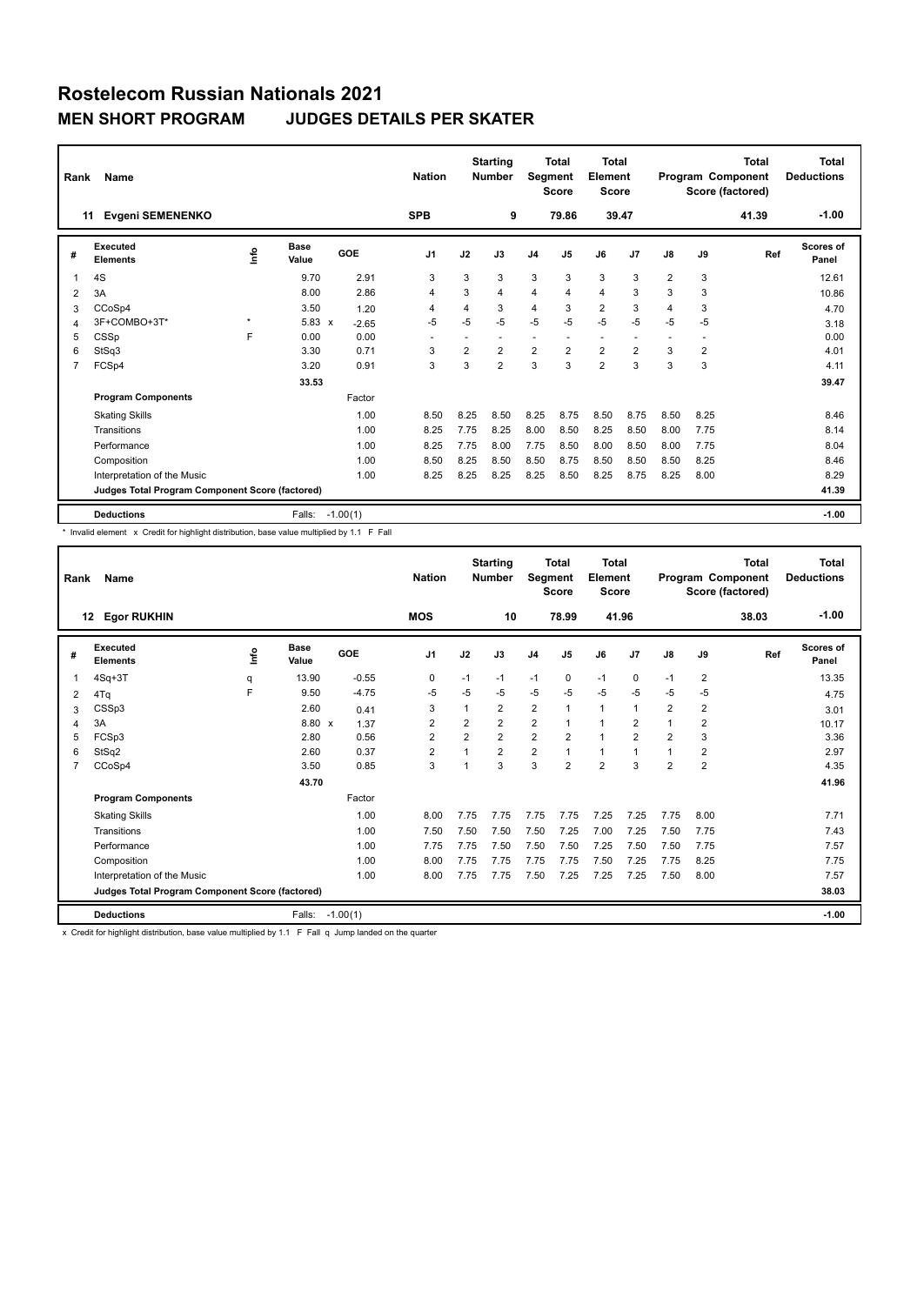# Rostelecom Russian Nationals 2021

## MEN SHORT PROGRAM JUDGES DETAILS PER SKATER

| Rank | Name | Nation | Starting Number | Total Segment Score | Total Element Score | Total Program Component Score (factored) | Total Deductions |
|---|---|---|---|---|---|---|---|
| 11 | Evgeni SEMENENKO | SPB | 9 | 79.86 | 39.47 | 41.39 | -1.00 |

| # | Executed Elements | Info | Base Value | | GOE | J1 | J2 | J3 | J4 | J5 | J6 | J7 | J8 | J9 | Ref | Scores of Panel |
|---|---|---|---|---|---|---|---|---|---|---|---|---|---|---|---|---|
| 1 | 4S | | 9.70 | | 2.91 | 3 | 3 | 3 | 3 | 3 | 3 | 3 | 2 | 3 | | 12.61 |
| 2 | 3A | | 8.00 | | 2.86 | 4 | 3 | 4 | 4 | 4 | 4 | 3 | 3 | 3 | | 10.86 |
| 3 | CCoSp4 | | 3.50 | | 1.20 | 4 | 4 | 3 | 4 | 3 | 2 | 3 | 4 | 3 | | 4.70 |
| 4 | 3F+COMBO+3T* | * | 5.83 | x | -2.65 | -5 | -5 | -5 | -5 | -5 | -5 | -5 | -5 | -5 | | 3.18 |
| 5 | CSSp | F | 0.00 | | 0.00 | - | - | - | - | - | - | - | - | - | | 0.00 |
| 6 | StSq3 | | 3.30 | | 0.71 | 3 | 2 | 2 | 2 | 2 | 2 | 2 | 3 | 2 | | 4.01 |
| 7 | FCSp4 | | 3.20 | | 0.91 | 3 | 3 | 2 | 3 | 3 | 2 | 3 | 3 | 3 | | 4.11 |
| | | | 33.53 | | | | | | | | | | | | | 39.47 |
| | **Program Components** | | | | Factor | | | | | | | | | | | |
| | Skating Skills | | | | 1.00 | 8.50 | 8.25 | 8.50 | 8.25 | 8.75 | 8.50 | 8.75 | 8.50 | 8.25 | | 8.46 |
| | Transitions | | | | 1.00 | 8.25 | 7.75 | 8.25 | 8.00 | 8.50 | 8.25 | 8.50 | 8.00 | 7.75 | | 8.14 |
| | Performance | | | | 1.00 | 8.25 | 7.75 | 8.00 | 7.75 | 8.50 | 8.00 | 8.50 | 8.00 | 7.75 | | 8.04 |
| | Composition | | | | 1.00 | 8.50 | 8.25 | 8.50 | 8.50 | 8.75 | 8.50 | 8.50 | 8.50 | 8.25 | | 8.46 |
| | Interpretation of the Music | | | | 1.00 | 8.25 | 8.25 | 8.25 | 8.25 | 8.50 | 8.25 | 8.75 | 8.25 | 8.00 | | 8.29 |
| | **Judges Total Program Component Score (factored)** | | | | | | | | | | | | | | | 41.39 |
| | **Deductions** | | Falls: | | -1.00(1) | | | | | | | | | | | -1.00 |

\* Invalid element x Credit for highlight distribution, base value multiplied by 1.1 F Fall

| Rank | Name | Nation | Starting Number | Total Segment Score | Total Element Score | Total Program Component Score (factored) | Total Deductions |
|---|---|---|---|---|---|---|---|
| 12 | Egor RUKHIN | MOS | 10 | 78.99 | 41.96 | 38.03 | -1.00 |

| # | Executed Elements | Info | Base Value | | GOE | J1 | J2 | J3 | J4 | J5 | J6 | J7 | J8 | J9 | Ref | Scores of Panel |
|---|---|---|---|---|---|---|---|---|---|---|---|---|---|---|---|---|
| 1 | 4Sq+3T | q | 13.90 | | -0.55 | 0 | -1 | -1 | -1 | 0 | -1 | 0 | -1 | 2 | | 13.35 |
| 2 | 4Tq | F | 9.50 | | -4.75 | -5 | -5 | -5 | -5 | -5 | -5 | -5 | -5 | -5 | | 4.75 |
| 3 | CSSp3 | | 2.60 | | 0.41 | 3 | 1 | 2 | 2 | 1 | 1 | 1 | 2 | 2 | | 3.01 |
| 4 | 3A | | 8.80 | x | 1.37 | 2 | 2 | 2 | 2 | 1 | 1 | 2 | 1 | 2 | | 10.17 |
| 5 | FCSp3 | | 2.80 | | 0.56 | 2 | 2 | 2 | 2 | 2 | 1 | 2 | 2 | 3 | | 3.36 |
| 6 | StSq2 | | 2.60 | | 0.37 | 2 | 1 | 2 | 2 | 1 | 1 | 1 | 1 | 2 | | 2.97 |
| 7 | CCoSp4 | | 3.50 | | 0.85 | 3 | 1 | 3 | 3 | 2 | 2 | 3 | 2 | 2 | | 4.35 |
| | | | 43.70 | | | | | | | | | | | | | 41.96 |
| | **Program Components** | | | | Factor | | | | | | | | | | | |
| | Skating Skills | | | | 1.00 | 8.00 | 7.75 | 7.75 | 7.75 | 7.75 | 7.25 | 7.25 | 7.75 | 8.00 | | 7.71 |
| | Transitions | | | | 1.00 | 7.50 | 7.50 | 7.50 | 7.50 | 7.25 | 7.00 | 7.25 | 7.50 | 7.75 | | 7.43 |
| | Performance | | | | 1.00 | 7.75 | 7.75 | 7.50 | 7.50 | 7.50 | 7.25 | 7.50 | 7.50 | 7.75 | | 7.57 |
| | Composition | | | | 1.00 | 8.00 | 7.75 | 7.75 | 7.75 | 7.75 | 7.50 | 7.25 | 7.75 | 8.25 | | 7.75 |
| | Interpretation of the Music | | | | 1.00 | 8.00 | 7.75 | 7.75 | 7.50 | 7.25 | 7.25 | 7.25 | 7.50 | 8.00 | | 7.57 |
| | **Judges Total Program Component Score (factored)** | | | | | | | | | | | | | | | 38.03 |
| | **Deductions** | | Falls: | | -1.00(1) | | | | | | | | | | | -1.00 |

x Credit for highlight distribution, base value multiplied by 1.1 F Fall q Jump landed on the quarter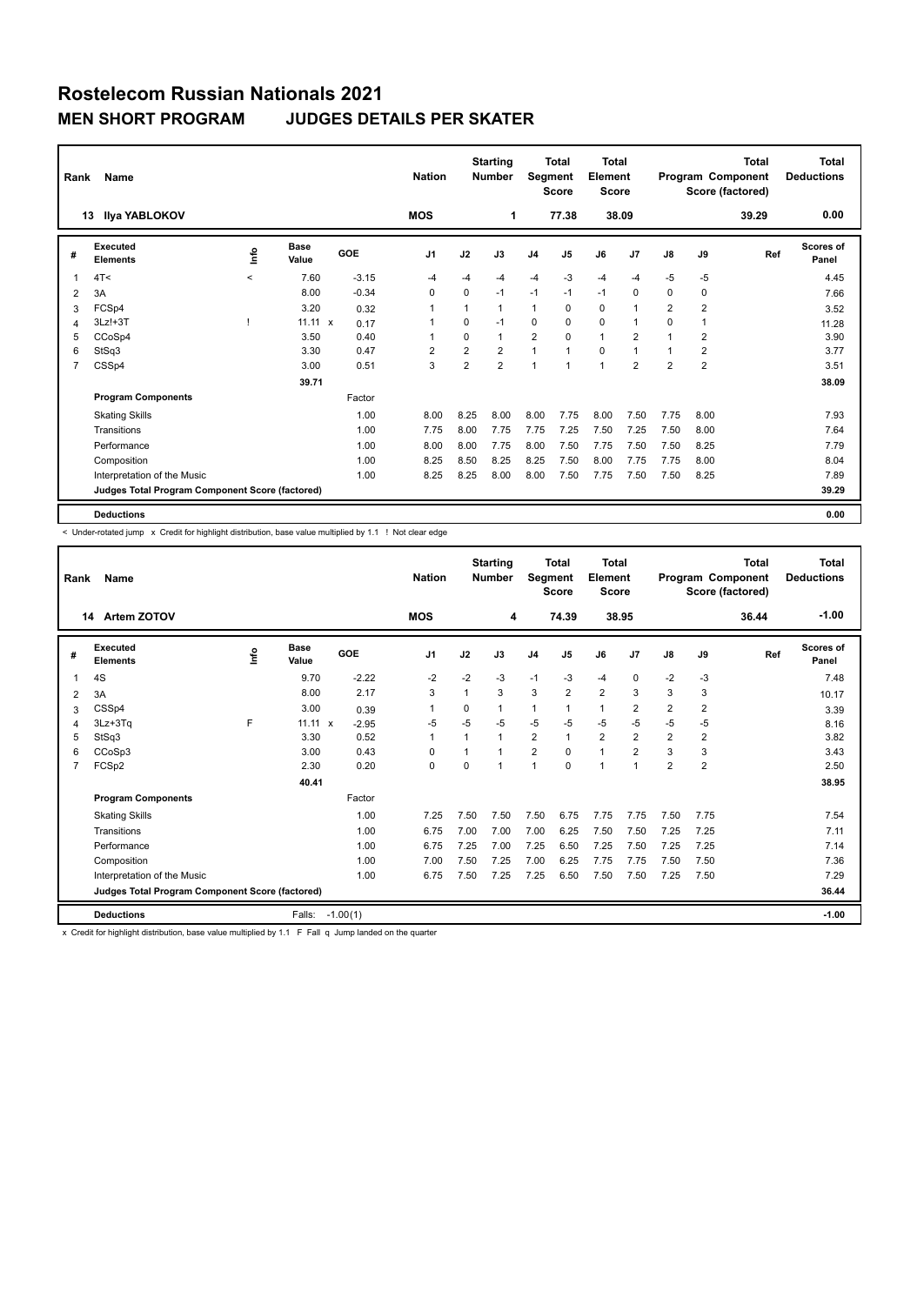# Rostelecom Russian Nationals 2021

## MEN SHORT PROGRAM JUDGES DETAILS PER SKATER

| Rank | Name | Nation | Starting Number | Total Segment Score | Total Element Score | Total Program Component Score (factored) | Total Deductions |
|---|---|---|---|---|---|---|---|
| 13 | Ilya YABLOKOV | MOS | 1 | 77.38 | 38.09 | 39.29 | 0.00 |

| # | Executed Elements | Info | Base Value | GOE | J1 | J2 | J3 | J4 | J5 | J6 | J7 | J8 | J9 | Ref | Scores of Panel |
|---|---|---|---|---|---|---|---|---|---|---|---|---|---|---|---|
| 1 | 4T< | < | 7.60 | -3.15 | -4 | -4 | -4 | -4 | -3 | -4 | -4 | -5 | -5 | | 4.45 |
| 2 | 3A | | 8.00 | -0.34 | 0 | 0 | -1 | -1 | -1 | -1 | 0 | 0 | 0 | | 7.66 |
| 3 | FCSp4 | | 3.20 | 0.32 | 1 | 1 | 1 | 1 | 0 | 0 | 1 | 2 | 2 | | 3.52 |
| 4 | 3Lz!+3T | ! | 11.11 x | 0.17 | 1 | 0 | -1 | 0 | 0 | 0 | 1 | 0 | 1 | | 11.28 |
| 5 | CCoSp4 | | 3.50 | 0.40 | 1 | 0 | 1 | 2 | 0 | 1 | 2 | 1 | 2 | | 3.90 |
| 6 | StSq3 | | 3.30 | 0.47 | 2 | 2 | 2 | 1 | 1 | 0 | 1 | 1 | 2 | | 3.77 |
| 7 | CSSp4 | | 3.00 | 0.51 | 3 | 2 | 2 | 1 | 1 | 1 | 2 | 2 | 2 | | 3.51 |
| | | | 39.71 | | | | | | | | | | | | 38.09 |
| | **Program Components** | | | Factor | | | | | | | | | | | |
| | Skating Skills | | | 1.00 | 8.00 | 8.25 | 8.00 | 8.00 | 7.75 | 8.00 | 7.50 | 7.75 | 8.00 | | 7.93 |
| | Transitions | | | 1.00 | 7.75 | 8.00 | 7.75 | 7.75 | 7.25 | 7.50 | 7.25 | 7.50 | 8.00 | | 7.64 |
| | Performance | | | 1.00 | 8.00 | 8.00 | 7.75 | 8.00 | 7.50 | 7.75 | 7.50 | 7.50 | 8.25 | | 7.79 |
| | Composition | | | 1.00 | 8.25 | 8.50 | 8.25 | 8.25 | 7.50 | 8.00 | 7.75 | 7.75 | 8.00 | | 8.04 |
| | Interpretation of the Music | | | 1.00 | 8.25 | 8.25 | 8.00 | 8.00 | 7.50 | 7.75 | 7.50 | 7.50 | 8.25 | | 7.89 |
| | **Judges Total Program Component Score (factored)** | | | | | | | | | | | | | | 39.29 |
| | **Deductions** | | | | | | | | | | | | | | 0.00 |

< Under-rotated jump x Credit for highlight distribution, base value multiplied by 1.1 ! Not clear edge

| Rank | Name | Nation | Starting Number | Total Segment Score | Total Element Score | Total Program Component Score (factored) | Total Deductions |
|---|---|---|---|---|---|---|---|
| 14 | Artem ZOTOV | MOS | 4 | 74.39 | 38.95 | 36.44 | -1.00 |

| # | Executed Elements | Info | Base Value | GOE | J1 | J2 | J3 | J4 | J5 | J6 | J7 | J8 | J9 | Ref | Scores of Panel |
|---|---|---|---|---|---|---|---|---|---|---|---|---|---|---|---|
| 1 | 4S | | 9.70 | -2.22 | -2 | -2 | -3 | -1 | -3 | -4 | 0 | -2 | -3 | | 7.48 |
| 2 | 3A | | 8.00 | 2.17 | 3 | 1 | 3 | 3 | 2 | 2 | 3 | 3 | 3 | | 10.17 |
| 3 | CSSp4 | | 3.00 | 0.39 | 1 | 0 | 1 | 1 | 1 | 1 | 2 | 2 | 2 | | 3.39 |
| 4 | 3Lz+3Tq | F | 11.11 x | -2.95 | -5 | -5 | -5 | -5 | -5 | -5 | -5 | -5 | -5 | | 8.16 |
| 5 | StSq3 | | 3.30 | 0.52 | 1 | 1 | 1 | 2 | 1 | 2 | 2 | 2 | 2 | | 3.82 |
| 6 | CCoSp3 | | 3.00 | 0.43 | 0 | 1 | 1 | 2 | 0 | 1 | 2 | 3 | 3 | | 3.43 |
| 7 | FCSp2 | | 2.30 | 0.20 | 0 | 0 | 1 | 1 | 0 | 1 | 1 | 2 | 2 | | 2.50 |
| | | | 40.41 | | | | | | | | | | | | 38.95 |
| | **Program Components** | | | Factor | | | | | | | | | | | |
| | Skating Skills | | | 1.00 | 7.25 | 7.50 | 7.50 | 7.50 | 6.75 | 7.75 | 7.75 | 7.50 | 7.75 | | 7.54 |
| | Transitions | | | 1.00 | 6.75 | 7.00 | 7.00 | 7.00 | 6.25 | 7.50 | 7.50 | 7.25 | 7.25 | | 7.11 |
| | Performance | | | 1.00 | 6.75 | 7.25 | 7.00 | 7.25 | 6.50 | 7.25 | 7.50 | 7.25 | 7.25 | | 7.14 |
| | Composition | | | 1.00 | 7.00 | 7.50 | 7.25 | 7.00 | 6.25 | 7.75 | 7.75 | 7.50 | 7.50 | | 7.36 |
| | Interpretation of the Music | | | 1.00 | 6.75 | 7.50 | 7.25 | 7.25 | 6.50 | 7.50 | 7.50 | 7.25 | 7.50 | | 7.29 |
| | **Judges Total Program Component Score (factored)** | | | | | | | | | | | | | | 36.44 |
| | **Deductions** | | Falls: | -1.00(1) | | | | | | | | | | | -1.00 |

x Credit for highlight distribution, base value multiplied by 1.1 F Fall q Jump landed on the quarter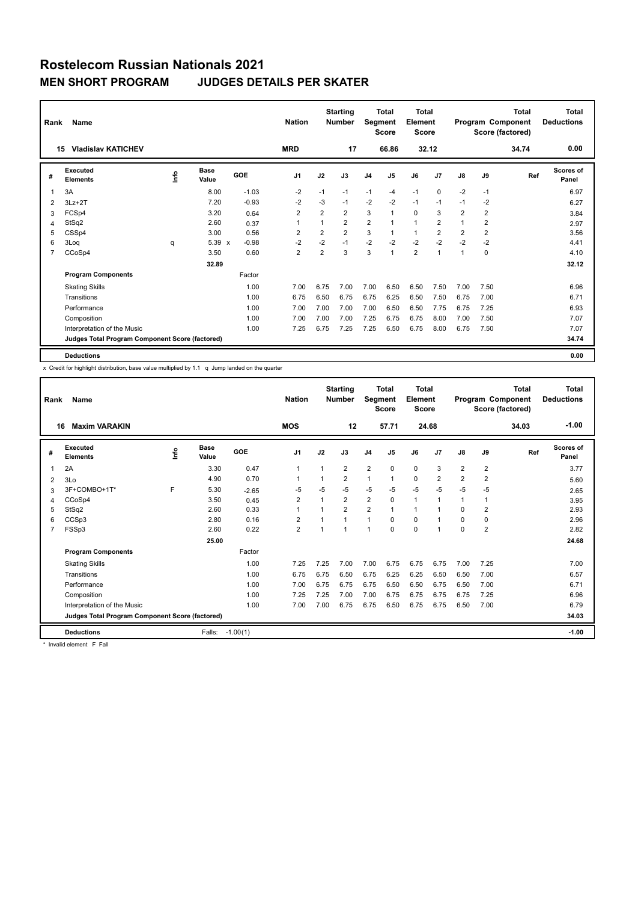# Rostelecom Russian Nationals 2021

## MEN SHORT PROGRAM JUDGES DETAILS PER SKATER

| Rank | Name | Nation | Starting Number | Total Segment Score | Total Element Score | Total Program Component Score (factored) | Total Deductions |
|---|---|---|---|---|---|---|---|
| 15 | Vladislav KATICHEV | MRD | 17 | 66.86 | 32.12 | 34.74 | 0.00 |

| # | Executed Elements | Info | Base Value | GOE | J1 | J2 | J3 | J4 | J5 | J6 | J7 | J8 | J9 | Ref | Scores of Panel |
|---|---|---|---|---|---|---|---|---|---|---|---|---|---|---|---|
| 1 | 3A | | 8.00 | -1.03 | -2 | -1 | -1 | -1 | -4 | -1 | 0 | -2 | -1 | | 6.97 |
| 2 | 3Lz+2T | | 7.20 | -0.93 | -2 | -3 | -1 | -2 | -2 | -1 | -1 | -1 | -2 | | 6.27 |
| 3 | FCSp4 | | 3.20 | 0.64 | 2 | 2 | 2 | 3 | 1 | 0 | 3 | 2 | 2 | | 3.84 |
| 4 | StSq2 | | 2.60 | 0.37 | 1 | 1 | 2 | 2 | 1 | 1 | 2 | 1 | 2 | | 2.97 |
| 5 | CSSp4 | | 3.00 | 0.56 | 2 | 2 | 2 | 3 | 1 | 1 | 2 | 2 | 2 | | 3.56 |
| 6 | 3Loq | q | 5.39 x | -0.98 | -2 | -2 | -1 | -2 | -2 | -2 | -2 | -2 | -2 | | 4.41 |
| 7 | CCoSp4 | | 3.50 | 0.60 | 2 | 2 | 3 | 3 | 1 | 2 | 1 | 1 | 0 | | 4.10 |
| | | | 32.89 | | | | | | | | | | | | 32.12 |
| | **Program Components** | | | Factor | | | | | | | | | | | |
| | Skating Skills | | | 1.00 | 7.00 | 6.75 | 7.00 | 7.00 | 6.50 | 6.50 | 7.50 | 7.00 | 7.50 | | 6.96 |
| | Transitions | | | 1.00 | 6.75 | 6.50 | 6.75 | 6.75 | 6.25 | 6.50 | 7.50 | 6.75 | 7.00 | | 6.71 |
| | Performance | | | 1.00 | 7.00 | 7.00 | 7.00 | 7.00 | 6.50 | 6.50 | 7.75 | 6.75 | 7.25 | | 6.93 |
| | Composition | | | 1.00 | 7.00 | 7.00 | 7.00 | 7.25 | 6.75 | 6.75 | 8.00 | 7.00 | 7.50 | | 7.07 |
| | Interpretation of the Music | | | 1.00 | 7.25 | 6.75 | 7.25 | 7.25 | 6.50 | 6.75 | 8.00 | 6.75 | 7.50 | | 7.07 |
| | **Judges Total Program Component Score (factored)** | | | | | | | | | | | | | | 34.74 |
| | **Deductions** | | | | | | | | | | | | | | 0.00 |

x Credit for highlight distribution, base value multiplied by 1.1 q Jump landed on the quarter

| Rank | Name | Nation | Starting Number | Total Segment Score | Total Element Score | Total Program Component Score (factored) | Total Deductions |
|---|---|---|---|---|---|---|---|
| 16 | Maxim VARAKIN | MOS | 12 | 57.71 | 24.68 | 34.03 | -1.00 |

| # | Executed Elements | Info | Base Value | GOE | J1 | J2 | J3 | J4 | J5 | J6 | J7 | J8 | J9 | Ref | Scores of Panel |
|---|---|---|---|---|---|---|---|---|---|---|---|---|---|---|---|
| 1 | 2A | | 3.30 | 0.47 | 1 | 1 | 2 | 2 | 0 | 0 | 3 | 2 | 2 | | 3.77 |
| 2 | 3Lo | | 4.90 | 0.70 | 1 | 1 | 2 | 1 | 1 | 0 | 2 | 2 | 2 | | 5.60 |
| 3 | 3F+COMBO+1T* | F | 5.30 | -2.65 | -5 | -5 | -5 | -5 | -5 | -5 | -5 | -5 | -5 | | 2.65 |
| 4 | CCoSp4 | | 3.50 | 0.45 | 2 | 1 | 2 | 2 | 0 | 1 | 1 | 1 | 1 | | 3.95 |
| 5 | StSq2 | | 2.60 | 0.33 | 1 | 1 | 2 | 2 | 1 | 1 | 1 | 0 | 2 | | 2.93 |
| 6 | CCSp3 | | 2.80 | 0.16 | 2 | 1 | 1 | 1 | 0 | 0 | 1 | 0 | 0 | | 2.96 |
| 7 | FSSp3 | | 2.60 | 0.22 | 2 | 1 | 1 | 1 | 0 | 0 | 1 | 0 | 2 | | 2.82 |
| | | | 25.00 | | | | | | | | | | | | 24.68 |
| | **Program Components** | | | Factor | | | | | | | | | | | |
| | Skating Skills | | | 1.00 | 7.25 | 7.25 | 7.00 | 7.00 | 6.75 | 6.75 | 6.75 | 7.00 | 7.25 | | 7.00 |
| | Transitions | | | 1.00 | 6.75 | 6.75 | 6.50 | 6.75 | 6.25 | 6.25 | 6.50 | 6.50 | 7.00 | | 6.57 |
| | Performance | | | 1.00 | 7.00 | 6.75 | 6.75 | 6.75 | 6.50 | 6.50 | 6.75 | 6.50 | 7.00 | | 6.71 |
| | Composition | | | 1.00 | 7.25 | 7.25 | 7.00 | 7.00 | 6.75 | 6.75 | 6.75 | 6.75 | 7.25 | | 6.96 |
| | Interpretation of the Music | | | 1.00 | 7.00 | 7.00 | 6.75 | 6.75 | 6.50 | 6.75 | 6.75 | 6.50 | 7.00 | | 6.79 |
| | **Judges Total Program Component Score (factored)** | | | | | | | | | | | | | | 34.03 |
| | **Deductions** | | Falls: | -1.00(1) | | | | | | | | | | | -1.00 |

\* Invalid element F Fall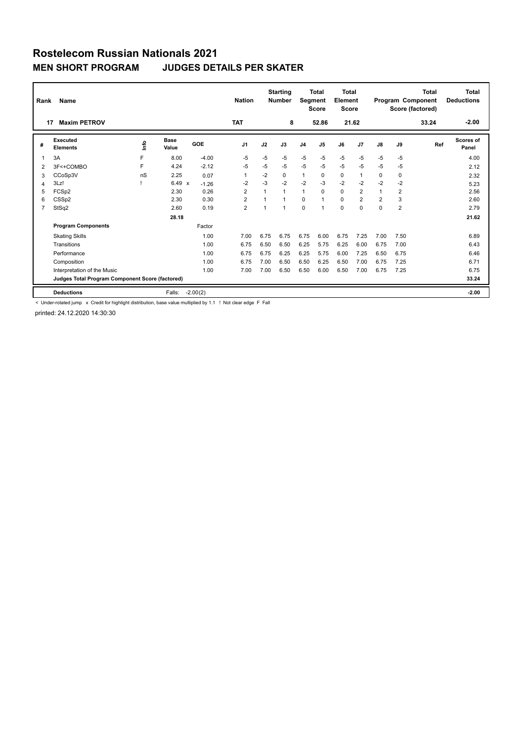# Rostelecom Russian Nationals 2021

## MEN SHORT PROGRAM JUDGES DETAILS PER SKATER

| Rank | Name | Nation | Starting Number | Total Segment Score | Total Element Score | Total Program Component Score (factored) | Total Deductions |
|---|---|---|---|---|---|---|---|
| 17 | Maxim PETROV | TAT | 8 | 52.86 | 21.62 | 33.24 | -2.00 |

| # | Executed Elements | Info | Base Value | | GOE | J1 | J2 | J3 | J4 | J5 | J6 | J7 | J8 | J9 | Ref | Scores of Panel |
|---|---|---|---|---|---|---|---|---|---|---|---|---|---|---|---|---|
| 1 | 3A | F | 8.00 | | -4.00 | -5 | -5 | -5 | -5 | -5 | -5 | -5 | -5 | -5 | | 4.00 |
| 2 | 3F<+COMBO | F | 4.24 | | -2.12 | -5 | -5 | -5 | -5 | -5 | -5 | -5 | -5 | -5 | | 2.12 |
| 3 | CCoSp3V | nS | 2.25 | | 0.07 | 1 | -2 | 0 | 1 | 0 | 0 | 1 | 0 | 0 | | 2.32 |
| 4 | 3Lz! | ! | 6.49 | x | -1.26 | -2 | -3 | -2 | -2 | -3 | -2 | -2 | -2 | -2 | | 5.23 |
| 5 | FCSp2 | | 2.30 | | 0.26 | 2 | 1 | 1 | 1 | 0 | 0 | 2 | 1 | 2 | | 2.56 |
| 6 | CSSp2 | | 2.30 | | 0.30 | 2 | 1 | 1 | 0 | 1 | 0 | 2 | 2 | 3 | | 2.60 |
| 7 | StSq2 | | 2.60 | | 0.19 | 2 | 1 | 1 | 0 | 1 | 0 | 0 | 0 | 2 | | 2.79 |
| | | | 28.18 | | | | | | | | | | | | | 21.62 |
| | **Program Components** | | | | Factor | | | | | | | | | | | |
| | Skating Skills | | | | 1.00 | 7.00 | 6.75 | 6.75 | 6.75 | 6.00 | 6.75 | 7.25 | 7.00 | 7.50 | | 6.89 |
| | Transitions | | | | 1.00 | 6.75 | 6.50 | 6.50 | 6.25 | 5.75 | 6.25 | 6.00 | 6.75 | 7.00 | | 6.43 |
| | Performance | | | | 1.00 | 6.75 | 6.75 | 6.25 | 6.25 | 5.75 | 6.00 | 7.25 | 6.50 | 6.75 | | 6.46 |
| | Composition | | | | 1.00 | 6.75 | 7.00 | 6.50 | 6.50 | 6.25 | 6.50 | 7.00 | 6.75 | 7.25 | | 6.71 |
| | Interpretation of the Music | | | | 1.00 | 7.00 | 7.00 | 6.50 | 6.50 | 6.00 | 6.50 | 7.00 | 6.75 | 7.25 | | 6.75 |
| | **Judges Total Program Component Score (factored)** | | | | | | | | | | | | | | | 33.24 |
| | **Deductions** | | Falls: | | -2.00(2) | | | | | | | | | | | -2.00 |

< Under-rotated jump x Credit for highlight distribution, base value multiplied by 1.1 ! Not clear edge F Fall

printed: 24.12.2020 14:30:30